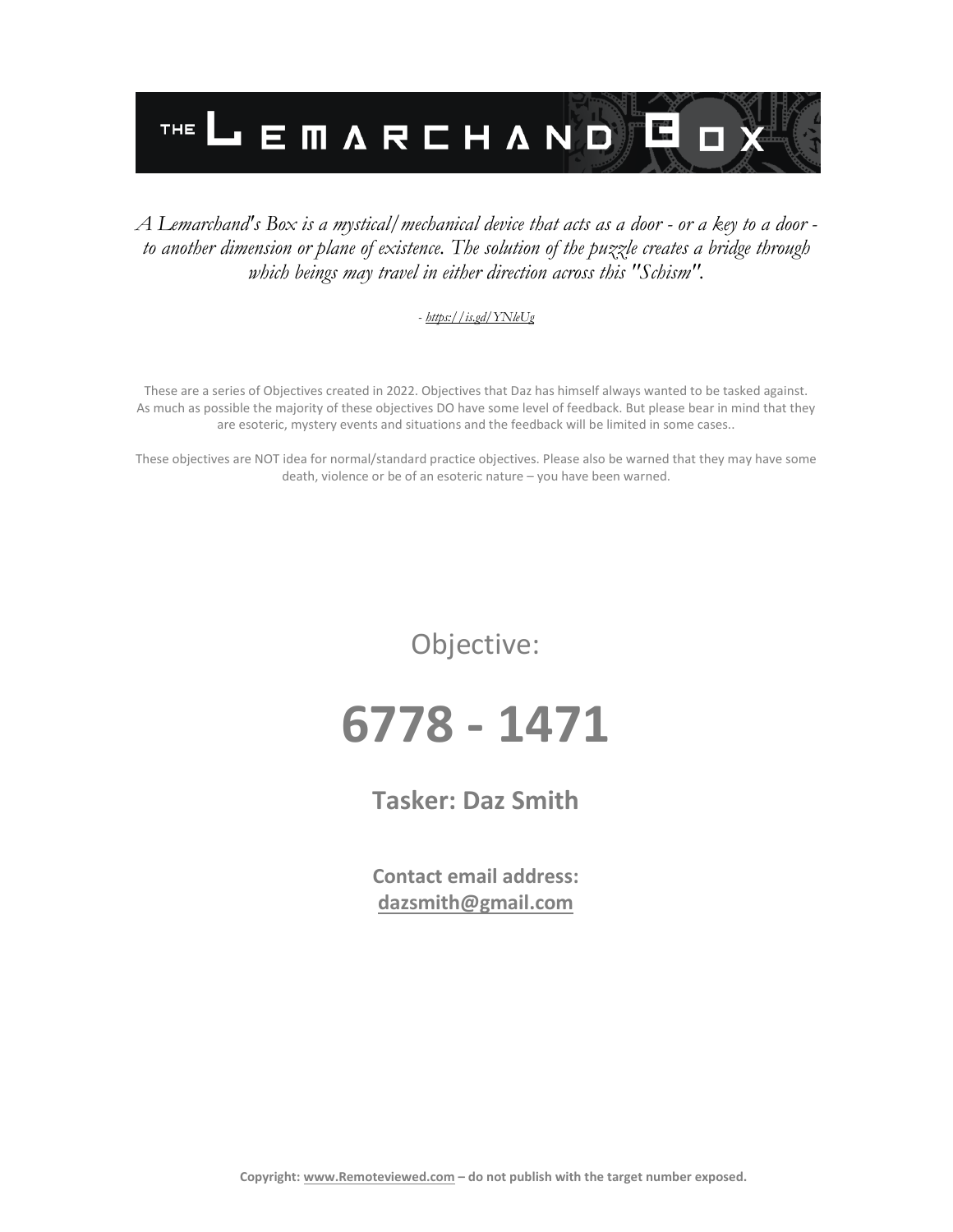# THE LEMARCHAND BOX

*A Lemarchand's Box is a mystical/mechanical device that acts as a door - or a key to a door - to another dimension or plane of existence. The solution of the puzzle creates a bridge through which beings may travel in either direction across this "Schism".*

*- https://is.gd/YNleUg*

These are a series of Objectives created in 2022. Objectives that Daz has himself always wanted to be tasked against. As much as possible the majority of these objectives DO have some level of feedback. But please bear in mind that they are esoteric, mystery events and situations and the feedback will be limited in some cases..

These objectives are NOT idea for normal/standard practice objectives. Please also be warned that they may have some death, violence or be of an esoteric nature – you have been warned.

Objective:

# 6778 - 1471

**Tasker: Daz Smith**

**Contact email address:**
**dazsmith@gmail.com**

**Copyright: www.Remoteviewed.com – do not publish with the target number exposed.**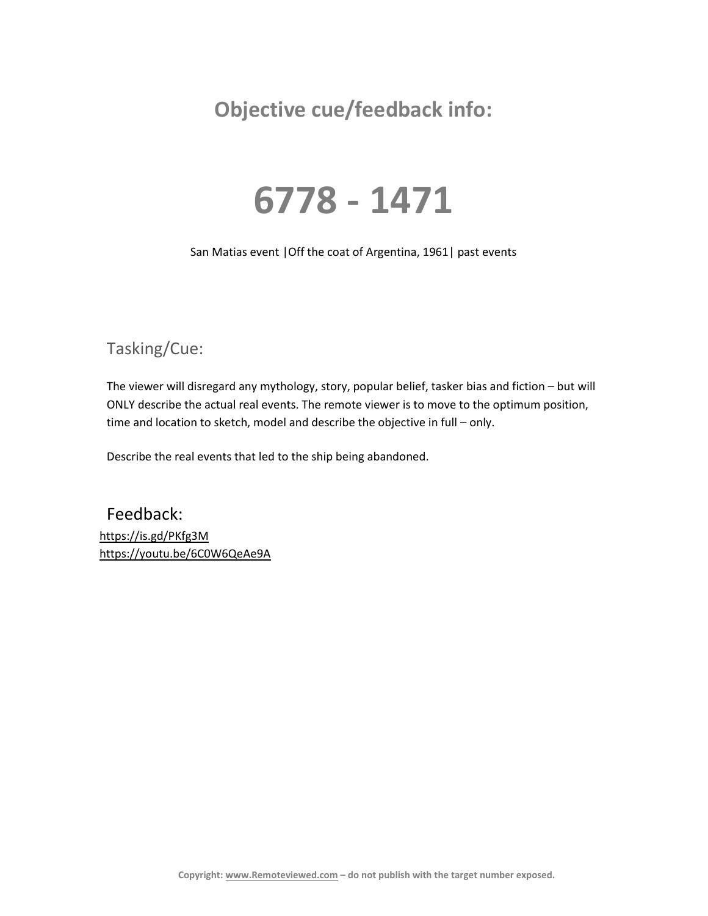## Objective cue/feedback info:

# 6778 - 1471

San Matias event |Off the coat of Argentina, 1961| past events

### Tasking/Cue:

The viewer will disregard any mythology, story, popular belief, tasker bias and fiction – but will ONLY describe the actual real events. The remote viewer is to move to the optimum position, time and location to sketch, model and describe the objective in full – only.

Describe the real events that led to the ship being abandoned.

### Feedback:

https://is.gd/PKfg3M
https://youtu.be/6C0W6QeAe9A

**Copyright: www.Remoteviewed.com – do not publish with the target number exposed.**